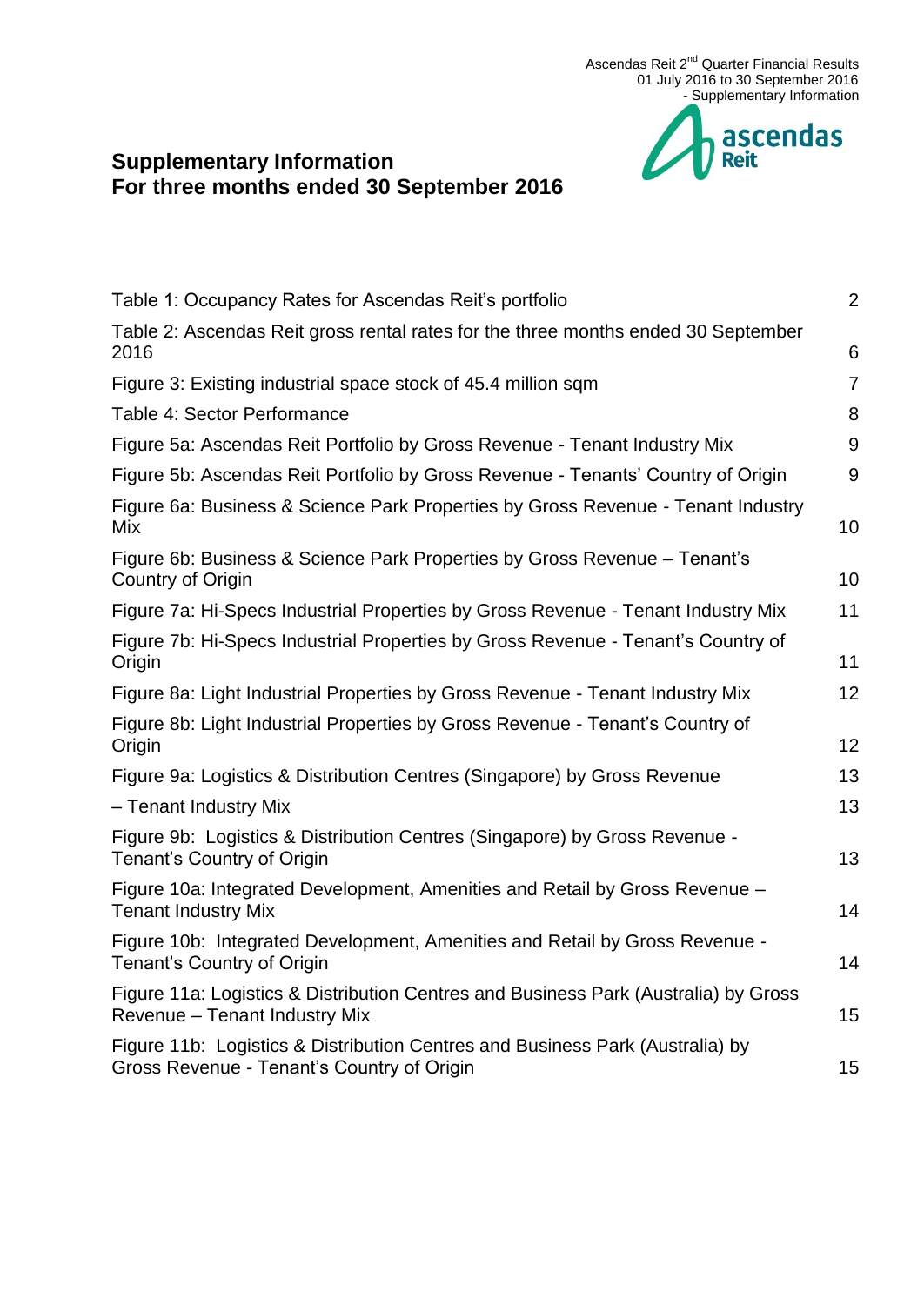# Supplementary Information
# For three months ended 30 September 2016

| | |
|---|---|
| Table 1: Occupancy Rates for Ascendas Reit's portfolio | 2 |
| Table 2: Ascendas Reit gross rental rates for the three months ended 30 September 2016 | 6 |
| Figure 3: Existing industrial space stock of 45.4 million sqm | 7 |
| Table 4: Sector Performance | 8 |
| Figure 5a: Ascendas Reit Portfolio by Gross Revenue - Tenant Industry Mix | 9 |
| Figure 5b: Ascendas Reit Portfolio by Gross Revenue - Tenants' Country of Origin | 9 |
| Figure 6a: Business & Science Park Properties by Gross Revenue - Tenant Industry Mix | 10 |
| Figure 6b: Business & Science Park Properties by Gross Revenue – Tenant's Country of Origin | 10 |
| Figure 7a: Hi-Specs Industrial Properties by Gross Revenue - Tenant Industry Mix | 11 |
| Figure 7b: Hi-Specs Industrial Properties by Gross Revenue - Tenant's Country of Origin | 11 |
| Figure 8a: Light Industrial Properties by Gross Revenue - Tenant Industry Mix | 12 |
| Figure 8b: Light Industrial Properties by Gross Revenue - Tenant's Country of Origin | 12 |
| Figure 9a: Logistics & Distribution Centres (Singapore) by Gross Revenue | 13 |
| – Tenant Industry Mix | 13 |
| Figure 9b: Logistics & Distribution Centres (Singapore) by Gross Revenue - Tenant's Country of Origin | 13 |
| Figure 10a: Integrated Development, Amenities and Retail by Gross Revenue – Tenant Industry Mix | 14 |
| Figure 10b: Integrated Development, Amenities and Retail by Gross Revenue - Tenant's Country of Origin | 14 |
| Figure 11a: Logistics & Distribution Centres and Business Park (Australia) by Gross Revenue – Tenant Industry Mix | 15 |
| Figure 11b: Logistics & Distribution Centres and Business Park (Australia) by Gross Revenue - Tenant's Country of Origin | 15 |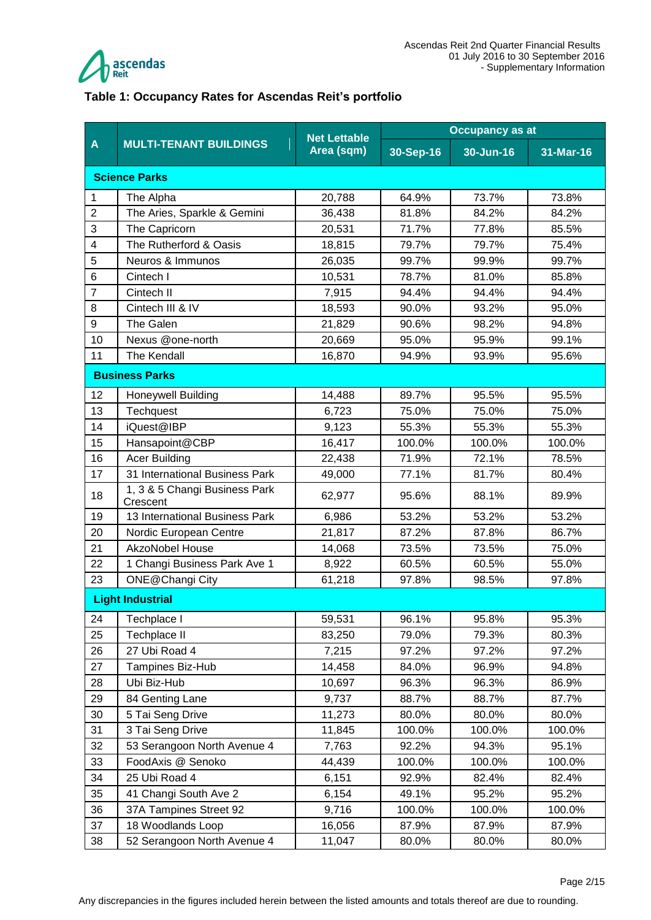## Table 1: Occupancy Rates for Ascendas Reit's portfolio

| A | MULTI-TENANT BUILDINGS | Net Lettable Area (sqm) | Occupancy as at | | |
|---|---|---|---|---|---|
| | | | 30-Sep-16 | 30-Jun-16 | 31-Mar-16 |
| **Science Parks** | | | | | |
| 1 | The Alpha | 20,788 | 64.9% | 73.7% | 73.8% |
| 2 | The Aries, Sparkle & Gemini | 36,438 | 81.8% | 84.2% | 84.2% |
| 3 | The Capricorn | 20,531 | 71.7% | 77.8% | 85.5% |
| 4 | The Rutherford & Oasis | 18,815 | 79.7% | 79.7% | 75.4% |
| 5 | Neuros & Immunos | 26,035 | 99.7% | 99.9% | 99.7% |
| 6 | Cintech I | 10,531 | 78.7% | 81.0% | 85.8% |
| 7 | Cintech II | 7,915 | 94.4% | 94.4% | 94.4% |
| 8 | Cintech III & IV | 18,593 | 90.0% | 93.2% | 95.0% |
| 9 | The Galen | 21,829 | 90.6% | 98.2% | 94.8% |
| 10 | Nexus @one-north | 20,669 | 95.0% | 95.9% | 99.1% |
| 11 | The Kendall | 16,870 | 94.9% | 93.9% | 95.6% |
| **Business Parks** | | | | | |
| 12 | Honeywell Building | 14,488 | 89.7% | 95.5% | 95.5% |
| 13 | Techquest | 6,723 | 75.0% | 75.0% | 75.0% |
| 14 | iQuest@IBP | 9,123 | 55.3% | 55.3% | 55.3% |
| 15 | Hansapoint@CBP | 16,417 | 100.0% | 100.0% | 100.0% |
| 16 | Acer Building | 22,438 | 71.9% | 72.1% | 78.5% |
| 17 | 31 International Business Park | 49,000 | 77.1% | 81.7% | 80.4% |
| 18 | 1, 3 & 5 Changi Business Park Crescent | 62,977 | 95.6% | 88.1% | 89.9% |
| 19 | 13 International Business Park | 6,986 | 53.2% | 53.2% | 53.2% |
| 20 | Nordic European Centre | 21,817 | 87.2% | 87.8% | 86.7% |
| 21 | AkzoNobel House | 14,068 | 73.5% | 73.5% | 75.0% |
| 22 | 1 Changi Business Park Ave 1 | 8,922 | 60.5% | 60.5% | 55.0% |
| 23 | ONE@Changi City | 61,218 | 97.8% | 98.5% | 97.8% |
| **Light Industrial** | | | | | |
| 24 | Techplace I | 59,531 | 96.1% | 95.8% | 95.3% |
| 25 | Techplace II | 83,250 | 79.0% | 79.3% | 80.3% |
| 26 | 27 Ubi Road 4 | 7,215 | 97.2% | 97.2% | 97.2% |
| 27 | Tampines Biz-Hub | 14,458 | 84.0% | 96.9% | 94.8% |
| 28 | Ubi Biz-Hub | 10,697 | 96.3% | 96.3% | 86.9% |
| 29 | 84 Genting Lane | 9,737 | 88.7% | 88.7% | 87.7% |
| 30 | 5 Tai Seng Drive | 11,273 | 80.0% | 80.0% | 80.0% |
| 31 | 3 Tai Seng Drive | 11,845 | 100.0% | 100.0% | 100.0% |
| 32 | 53 Serangoon North Avenue 4 | 7,763 | 92.2% | 94.3% | 95.1% |
| 33 | FoodAxis @ Senoko | 44,439 | 100.0% | 100.0% | 100.0% |
| 34 | 25 Ubi Road 4 | 6,151 | 92.9% | 82.4% | 82.4% |
| 35 | 41 Changi South Ave 2 | 6,154 | 49.1% | 95.2% | 95.2% |
| 36 | 37A Tampines Street 92 | 9,716 | 100.0% | 100.0% | 100.0% |
| 37 | 18 Woodlands Loop | 16,056 | 87.9% | 87.9% | 87.9% |
| 38 | 52 Serangoon North Avenue 4 | 11,047 | 80.0% | 80.0% | 80.0% |

Any discrepancies in the figures included herein between the listed amounts and totals thereof are due to rounding.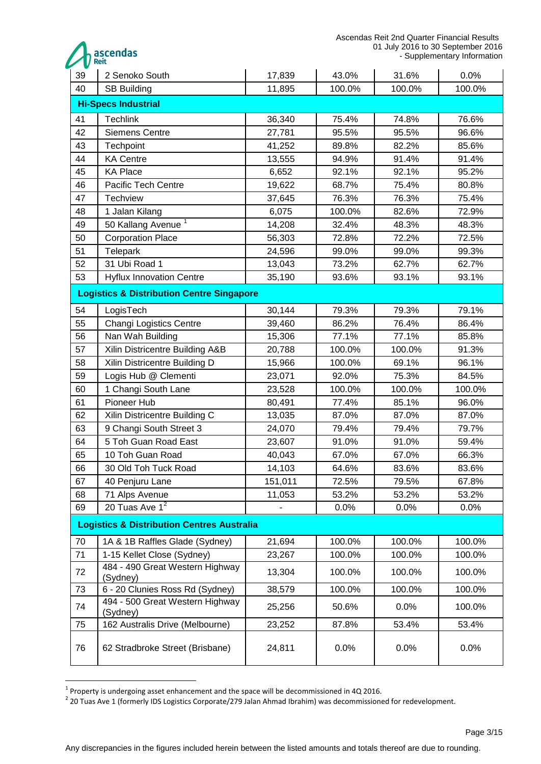| | | | | | |
|---|---|---|---|---|---|
| 39 | 2 Senoko South | 17,839 | 43.0% | 31.6% | 0.0% |
| 40 | SB Building | 11,895 | 100.0% | 100.0% | 100.0% |
| **Hi-Specs Industrial** | | | | | |
| 41 | Techlink | 36,340 | 75.4% | 74.8% | 76.6% |
| 42 | Siemens Centre | 27,781 | 95.5% | 95.5% | 96.6% |
| 43 | Techpoint | 41,252 | 89.8% | 82.2% | 85.6% |
| 44 | KA Centre | 13,555 | 94.9% | 91.4% | 91.4% |
| 45 | KA Place | 6,652 | 92.1% | 92.1% | 95.2% |
| 46 | Pacific Tech Centre | 19,622 | 68.7% | 75.4% | 80.8% |
| 47 | Techview | 37,645 | 76.3% | 76.3% | 75.4% |
| 48 | 1 Jalan Kilang | 6,075 | 100.0% | 82.6% | 72.9% |
| 49 | 50 Kallang Avenue [1] | 14,208 | 32.4% | 48.3% | 48.3% |
| 50 | Corporation Place | 56,303 | 72.8% | 72.2% | 72.5% |
| 51 | Telepark | 24,596 | 99.0% | 99.0% | 99.3% |
| 52 | 31 Ubi Road 1 | 13,043 | 73.2% | 62.7% | 62.7% |
| 53 | Hyflux Innovation Centre | 35,190 | 93.6% | 93.1% | 93.1% |
| **Logistics & Distribution Centre Singapore** | | | | | |
| 54 | LogisTech | 30,144 | 79.3% | 79.3% | 79.1% |
| 55 | Changi Logistics Centre | 39,460 | 86.2% | 76.4% | 86.4% |
| 56 | Nan Wah Building | 15,306 | 77.1% | 77.1% | 85.8% |
| 57 | Xilin Districentre Building A&B | 20,788 | 100.0% | 100.0% | 91.3% |
| 58 | Xilin Districentre Building D | 15,966 | 100.0% | 69.1% | 96.1% |
| 59 | Logis Hub @ Clementi | 23,071 | 92.0% | 75.3% | 84.5% |
| 60 | 1 Changi South Lane | 23,528 | 100.0% | 100.0% | 100.0% |
| 61 | Pioneer Hub | 80,491 | 77.4% | 85.1% | 96.0% |
| 62 | Xilin Districentre Building C | 13,035 | 87.0% | 87.0% | 87.0% |
| 63 | 9 Changi South Street 3 | 24,070 | 79.4% | 79.4% | 79.7% |
| 64 | 5 Toh Guan Road East | 23,607 | 91.0% | 91.0% | 59.4% |
| 65 | 10 Toh Guan Road | 40,043 | 67.0% | 67.0% | 66.3% |
| 66 | 30 Old Toh Tuck Road | 14,103 | 64.6% | 83.6% | 83.6% |
| 67 | 40 Penjuru Lane | 151,011 | 72.5% | 79.5% | 67.8% |
| 68 | 71 Alps Avenue | 11,053 | 53.2% | 53.2% | 53.2% |
| 69 | 20 Tuas Ave 1 [2] | - | 0.0% | 0.0% | 0.0% |
| **Logistics & Distribution Centres Australia** | | | | | |
| 70 | 1A & 1B Raffles Glade (Sydney) | 21,694 | 100.0% | 100.0% | 100.0% |
| 71 | 1-15 Kellet Close (Sydney) | 23,267 | 100.0% | 100.0% | 100.0% |
| 72 | 484 - 490 Great Western Highway (Sydney) | 13,304 | 100.0% | 100.0% | 100.0% |
| 73 | 6 - 20 Clunies Ross Rd (Sydney) | 38,579 | 100.0% | 100.0% | 100.0% |
| 74 | 494 - 500 Great Western Highway (Sydney) | 25,256 | 50.6% | 0.0% | 100.0% |
| 75 | 162 Australis Drive (Melbourne) | 23,252 | 87.8% | 53.4% | 53.4% |
| 76 | 62 Stradbroke Street (Brisbane) | 24,811 | 0.0% | 0.0% | 0.0% |

[1] Property is undergoing asset enhancement and the space will be decommissioned in 4Q 2016.

[2] 20 Tuas Ave 1 (formerly IDS Logistics Corporate/279 Jalan Ahmad Ibrahim) was decommissioned for redevelopment.

Any discrepancies in the figures included herein between the listed amounts and totals thereof are due to rounding.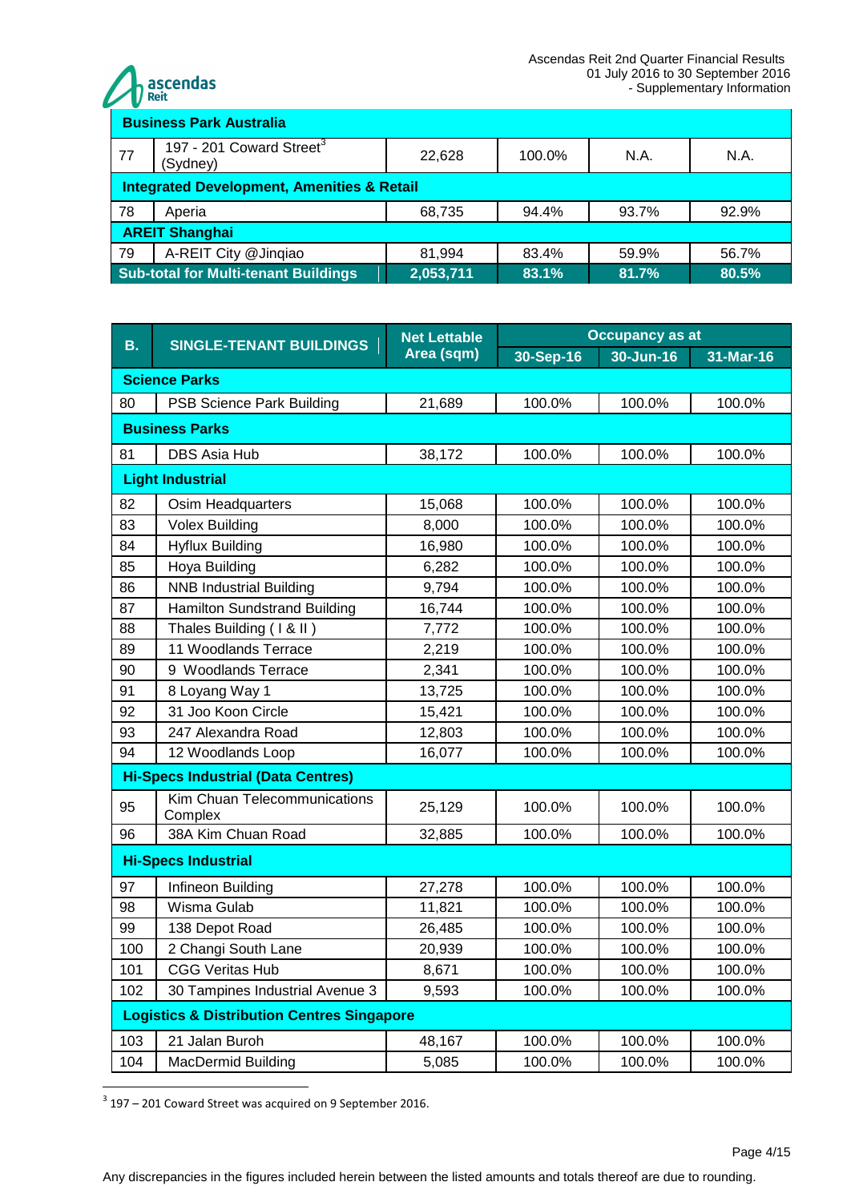| | | | | | |
|---|---|---|---|---|---|
| **Business Park Australia** | | | | | |
| 77 | 197 - 201 Coward Street[3] (Sydney) | 22,628 | 100.0% | N.A. | N.A. |
| **Integrated Development, Amenities & Retail** | | | | | |
| 78 | Aperia | 68,735 | 94.4% | 93.7% | 92.9% |
| **AREIT Shanghai** | | | | | |
| 79 | A-REIT City @Jinqiao | 81,994 | 83.4% | 59.9% | 56.7% |
| **Sub-total for Multi-tenant Buildings** | | **2,053,711** | **83.1%** | **81.7%** | **80.5%** |

| B. | SINGLE-TENANT BUILDINGS | Net Lettable Area (sqm) | Occupancy as at | | |
|---|---|---|---|---|---|
| | | | 30-Sep-16 | 30-Jun-16 | 31-Mar-16 |
| **Science Parks** | | | | | |
| 80 | PSB Science Park Building | 21,689 | 100.0% | 100.0% | 100.0% |
| **Business Parks** | | | | | |
| 81 | DBS Asia Hub | 38,172 | 100.0% | 100.0% | 100.0% |
| **Light Industrial** | | | | | |
| 82 | Osim Headquarters | 15,068 | 100.0% | 100.0% | 100.0% |
| 83 | Volex Building | 8,000 | 100.0% | 100.0% | 100.0% |
| 84 | Hyflux Building | 16,980 | 100.0% | 100.0% | 100.0% |
| 85 | Hoya Building | 6,282 | 100.0% | 100.0% | 100.0% |
| 86 | NNB Industrial Building | 9,794 | 100.0% | 100.0% | 100.0% |
| 87 | Hamilton Sundstrand Building | 16,744 | 100.0% | 100.0% | 100.0% |
| 88 | Thales Building ( I & II ) | 7,772 | 100.0% | 100.0% | 100.0% |
| 89 | 11 Woodlands Terrace | 2,219 | 100.0% | 100.0% | 100.0% |
| 90 | 9 Woodlands Terrace | 2,341 | 100.0% | 100.0% | 100.0% |
| 91 | 8 Loyang Way 1 | 13,725 | 100.0% | 100.0% | 100.0% |
| 92 | 31 Joo Koon Circle | 15,421 | 100.0% | 100.0% | 100.0% |
| 93 | 247 Alexandra Road | 12,803 | 100.0% | 100.0% | 100.0% |
| 94 | 12 Woodlands Loop | 16,077 | 100.0% | 100.0% | 100.0% |
| **Hi-Specs Industrial (Data Centres)** | | | | | |
| 95 | Kim Chuan Telecommunications Complex | 25,129 | 100.0% | 100.0% | 100.0% |
| 96 | 38A Kim Chuan Road | 32,885 | 100.0% | 100.0% | 100.0% |
| **Hi-Specs Industrial** | | | | | |
| 97 | Infineon Building | 27,278 | 100.0% | 100.0% | 100.0% |
| 98 | Wisma Gulab | 11,821 | 100.0% | 100.0% | 100.0% |
| 99 | 138 Depot Road | 26,485 | 100.0% | 100.0% | 100.0% |
| 100 | 2 Changi South Lane | 20,939 | 100.0% | 100.0% | 100.0% |
| 101 | CGG Veritas Hub | 8,671 | 100.0% | 100.0% | 100.0% |
| 102 | 30 Tampines Industrial Avenue 3 | 9,593 | 100.0% | 100.0% | 100.0% |
| **Logistics & Distribution Centres Singapore** | | | | | |
| 103 | 21 Jalan Buroh | 48,167 | 100.0% | 100.0% | 100.0% |
| 104 | MacDermid Building | 5,085 | 100.0% | 100.0% | 100.0% |

[3] 197 – 201 Coward Street was acquired on 9 September 2016.

Any discrepancies in the figures included herein between the listed amounts and totals thereof are due to rounding.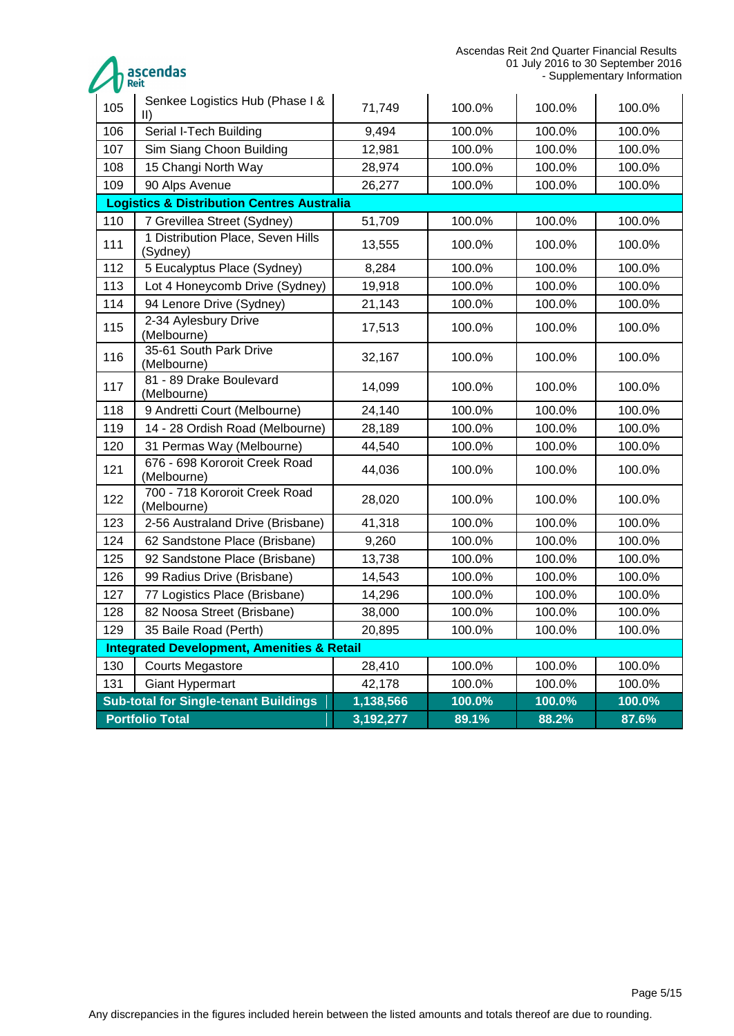| | | | | | |
|---|---|---|---|---|---|
| 105 | Senkee Logistics Hub (Phase I & II) | 71,749 | 100.0% | 100.0% | 100.0% |
| 106 | Serial I-Tech Building | 9,494 | 100.0% | 100.0% | 100.0% |
| 107 | Sim Siang Choon Building | 12,981 | 100.0% | 100.0% | 100.0% |
| 108 | 15 Changi North Way | 28,974 | 100.0% | 100.0% | 100.0% |
| 109 | 90 Alps Avenue | 26,277 | 100.0% | 100.0% | 100.0% |
| **Logistics & Distribution Centres Australia** | | | | | |
| 110 | 7 Grevillea Street (Sydney) | 51,709 | 100.0% | 100.0% | 100.0% |
| 111 | 1 Distribution Place, Seven Hills (Sydney) | 13,555 | 100.0% | 100.0% | 100.0% |
| 112 | 5 Eucalyptus Place (Sydney) | 8,284 | 100.0% | 100.0% | 100.0% |
| 113 | Lot 4 Honeycomb Drive (Sydney) | 19,918 | 100.0% | 100.0% | 100.0% |
| 114 | 94 Lenore Drive (Sydney) | 21,143 | 100.0% | 100.0% | 100.0% |
| 115 | 2-34 Aylesbury Drive (Melbourne) | 17,513 | 100.0% | 100.0% | 100.0% |
| 116 | 35-61 South Park Drive (Melbourne) | 32,167 | 100.0% | 100.0% | 100.0% |
| 117 | 81 - 89 Drake Boulevard (Melbourne) | 14,099 | 100.0% | 100.0% | 100.0% |
| 118 | 9 Andretti Court (Melbourne) | 24,140 | 100.0% | 100.0% | 100.0% |
| 119 | 14 - 28 Ordish Road (Melbourne) | 28,189 | 100.0% | 100.0% | 100.0% |
| 120 | 31 Permas Way (Melbourne) | 44,540 | 100.0% | 100.0% | 100.0% |
| 121 | 676 - 698 Kororoit Creek Road (Melbourne) | 44,036 | 100.0% | 100.0% | 100.0% |
| 122 | 700 - 718 Kororoit Creek Road (Melbourne) | 28,020 | 100.0% | 100.0% | 100.0% |
| 123 | 2-56 Australand Drive (Brisbane) | 41,318 | 100.0% | 100.0% | 100.0% |
| 124 | 62 Sandstone Place (Brisbane) | 9,260 | 100.0% | 100.0% | 100.0% |
| 125 | 92 Sandstone Place (Brisbane) | 13,738 | 100.0% | 100.0% | 100.0% |
| 126 | 99 Radius Drive (Brisbane) | 14,543 | 100.0% | 100.0% | 100.0% |
| 127 | 77 Logistics Place (Brisbane) | 14,296 | 100.0% | 100.0% | 100.0% |
| 128 | 82 Noosa Street (Brisbane) | 38,000 | 100.0% | 100.0% | 100.0% |
| 129 | 35 Baile Road (Perth) | 20,895 | 100.0% | 100.0% | 100.0% |
| **Integrated Development, Amenities & Retail** | | | | | |
| 130 | Courts Megastore | 28,410 | 100.0% | 100.0% | 100.0% |
| 131 | Giant Hypermart | 42,178 | 100.0% | 100.0% | 100.0% |
| **Sub-total for Single-tenant Buildings** | | **1,138,566** | **100.0%** | **100.0%** | **100.0%** |
| **Portfolio Total** | | **3,192,277** | **89.1%** | **88.2%** | **87.6%** |

Any discrepancies in the figures included herein between the listed amounts and totals thereof are due to rounding.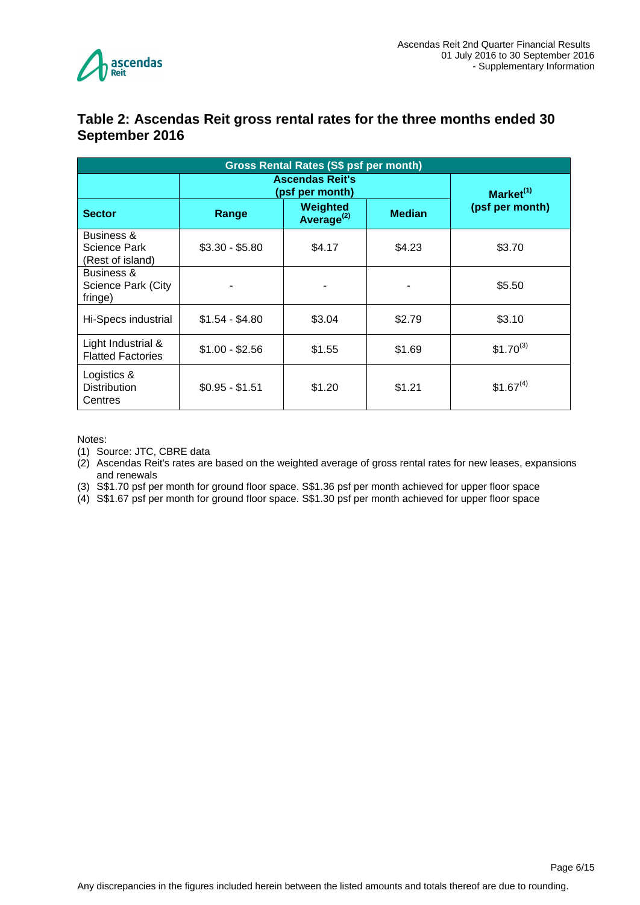## Table 2: Ascendas Reit gross rental rates for the three months ended 30 September 2016

| Gross Rental Rates (S$ psf per month) | | | | |
|---|---|---|---|---|
| | Ascendas Reit's (psf per month) | | | Market[1] (psf per month) |
| Sector | Range | Weighted Average[2] | Median | |
| Business & Science Park (Rest of island) | $3.30 - $5.80 | $4.17 | $4.23 | $3.70 |
| Business & Science Park (City fringe) | - | - | - | $5.50 |
| Hi-Specs industrial | $1.54 - $4.80 | $3.04 | $2.79 | $3.10 |
| Light Industrial & Flatted Factories | $1.00 - $2.56 | $1.55 | $1.69 | $1.70[3] |
| Logistics & Distribution Centres | $0.95 - $1.51 | $1.20 | $1.21 | $1.67[4] |

Notes:

(1) Source: JTC, CBRE data

(2) Ascendas Reit's rates are based on the weighted average of gross rental rates for new leases, expansions and renewals

(3) S$1.70 psf per month for ground floor space. S$1.36 psf per month achieved for upper floor space

(4) S$1.67 psf per month for ground floor space. S$1.30 psf per month achieved for upper floor space

Any discrepancies in the figures included herein between the listed amounts and totals thereof are due to rounding.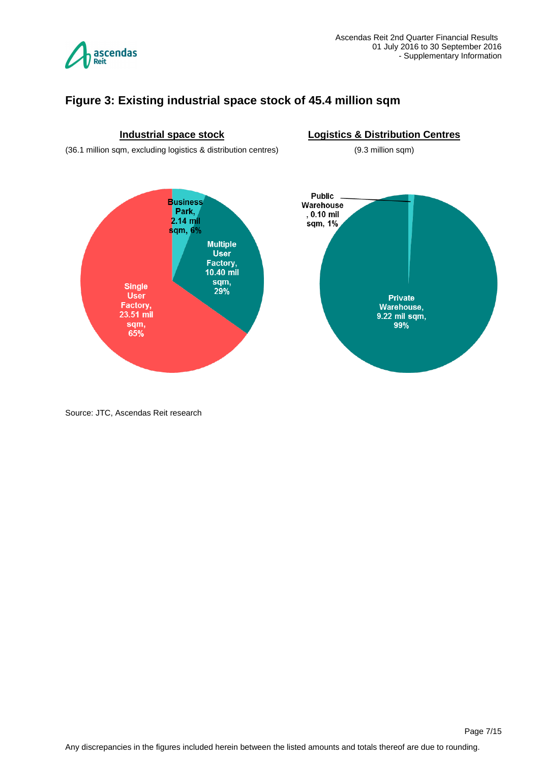## Figure 3: Existing industrial space stock of 45.4 million sqm

**Industrial space stock**

(36.1 million sqm, excluding logistics & distribution centres)

- Business Park, 2.14 mil sqm, 6%
- Multiple User Factory, 10.40 mil sqm, 29%
- Single User Factory, 23.51 mil sqm, 65%

**Logistics & Distribution Centres**

(9.3 million sqm)

- Public Warehouse, 0.10 mil sqm, 1%
- Private Warehouse, 9.22 mil sqm, 99%

Source: JTC, Ascendas Reit research

Any discrepancies in the figures included herein between the listed amounts and totals thereof are due to rounding.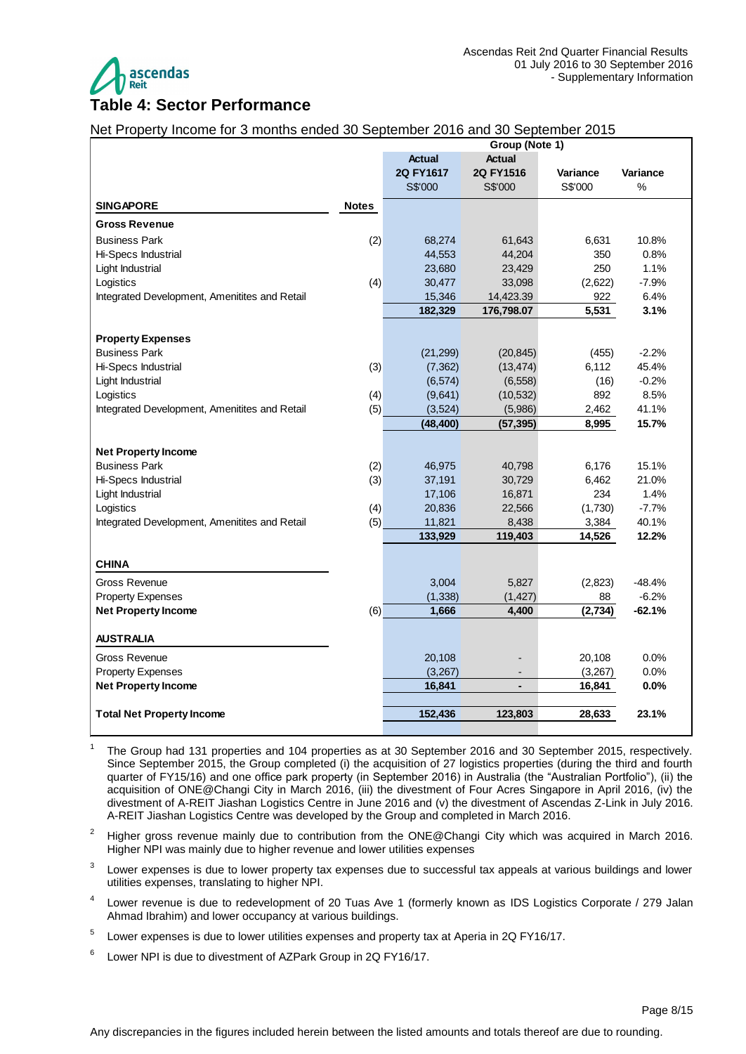## Table 4: Sector Performance

Net Property Income for 3 months ended 30 September 2016 and 30 September 2015

| | | Group (Note 1) | | | |
|---|---|---|---|---|---|
| | | Actual 2Q FY1617 S$'000 | Actual 2Q FY1516 S$'000 | Variance S$'000 | Variance % |
| **SINGAPORE** | **Notes** | | | | |
| **Gross Revenue** | | | | | |
| Business Park | (2) | 68,274 | 61,643 | 6,631 | 10.8% |
| Hi-Specs Industrial | | 44,553 | 44,204 | 350 | 0.8% |
| Light Industrial | | 23,680 | 23,429 | 250 | 1.1% |
| Logistics | (4) | 30,477 | 33,098 | (2,622) | -7.9% |
| Integrated Development, Amenitites and Retail | | 15,346 | 14,423.39 | 922 | 6.4% |
| | | **182,329** | **176,798.07** | **5,531** | **3.1%** |
| **Property Expenses** | | | | | |
| Business Park | | (21,299) | (20,845) | (455) | -2.2% |
| Hi-Specs Industrial | (3) | (7,362) | (13,474) | 6,112 | 45.4% |
| Light Industrial | | (6,574) | (6,558) | (16) | -0.2% |
| Logistics | (4) | (9,641) | (10,532) | 892 | 8.5% |
| Integrated Development, Amenitites and Retail | (5) | (3,524) | (5,986) | 2,462 | 41.1% |
| | | **(48,400)** | **(57,395)** | **8,995** | **15.7%** |
| **Net Property Income** | | | | | |
| Business Park | (2) | 46,975 | 40,798 | 6,176 | 15.1% |
| Hi-Specs Industrial | (3) | 37,191 | 30,729 | 6,462 | 21.0% |
| Light Industrial | | 17,106 | 16,871 | 234 | 1.4% |
| Logistics | (4) | 20,836 | 22,566 | (1,730) | -7.7% |
| Integrated Development, Amenitites and Retail | (5) | 11,821 | 8,438 | 3,384 | 40.1% |
| | | **133,929** | **119,403** | **14,526** | **12.2%** |
| **CHINA** | | | | | |
| Gross Revenue | | 3,004 | 5,827 | (2,823) | -48.4% |
| Property Expenses | | (1,338) | (1,427) | 88 | -6.2% |
| **Net Property Income** | (6) | **1,666** | **4,400** | **(2,734)** | **-62.1%** |
| **AUSTRALIA** | | | | | |
| Gross Revenue | | 20,108 | - | 20,108 | 0.0% |
| Property Expenses | | (3,267) | - | (3,267) | 0.0% |
| **Net Property Income** | | **16,841** | **-** | **16,841** | **0.0%** |
| **Total Net Property Income** | | **152,436** | **123,803** | **28,633** | **23.1%** |

1. The Group had 131 properties and 104 properties as at 30 September 2016 and 30 September 2015, respectively. Since September 2015, the Group completed (i) the acquisition of 27 logistics properties (during the third and fourth quarter of FY15/16) and one office park property (in September 2016) in Australia (the "Australian Portfolio"), (ii) the acquisition of ONE@Changi City in March 2016, (iii) the divestment of Four Acres Singapore in April 2016, (iv) the divestment of A-REIT Jiashan Logistics Centre in June 2016 and (v) the divestment of Ascendas Z-Link in July 2016. A-REIT Jiashan Logistics Centre was developed by the Group and completed in March 2016.
2. Higher gross revenue mainly due to contribution from the ONE@Changi City which was acquired in March 2016. Higher NPI was mainly due to higher revenue and lower utilities expenses
3. Lower expenses is due to lower property tax expenses due to successful tax appeals at various buildings and lower utilities expenses, translating to higher NPI.
4. Lower revenue is due to redevelopment of 20 Tuas Ave 1 (formerly known as IDS Logistics Corporate / 279 Jalan Ahmad Ibrahim) and lower occupancy at various buildings.
5. Lower expenses is due to lower utilities expenses and property tax at Aperia in 2Q FY16/17.
6. Lower NPI is due to divestment of AZPark Group in 2Q FY16/17.

Any discrepancies in the figures included herein between the listed amounts and totals thereof are due to rounding.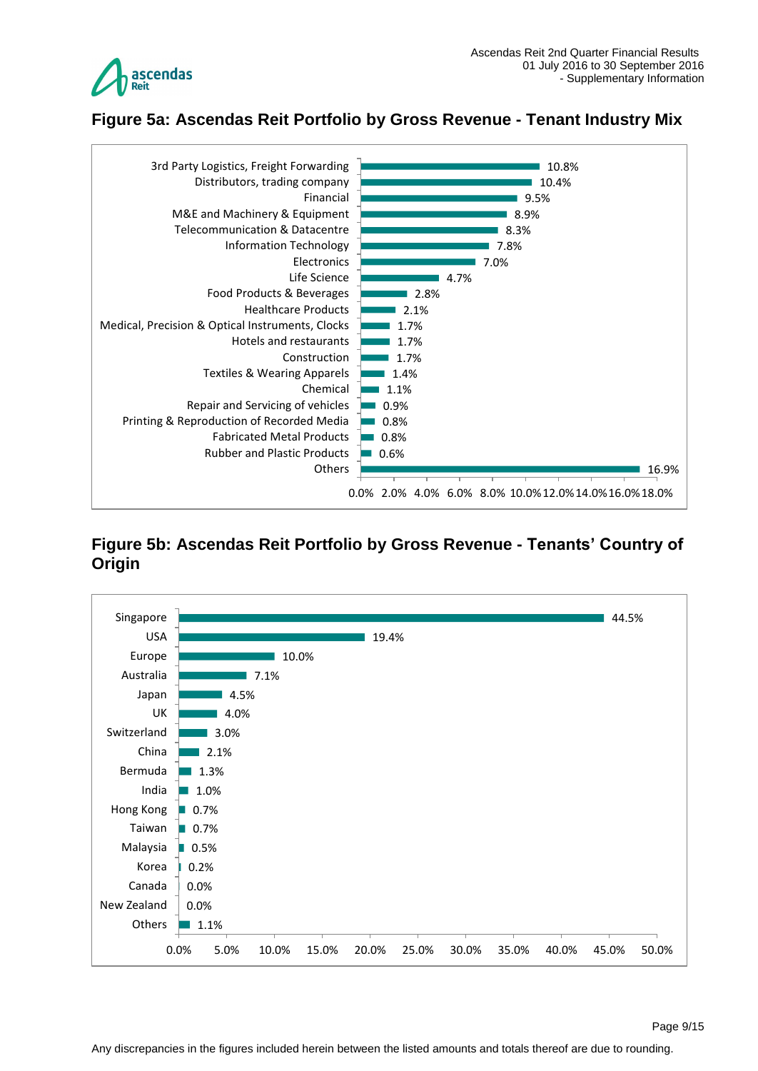## Figure 5a: Ascendas Reit Portfolio by Gross Revenue - Tenant Industry Mix

| Tenant Industry | % of Gross Revenue |
|---|---|
| 3rd Party Logistics, Freight Forwarding | 10.8% |
| Distributors, trading company | 10.4% |
| Financial | 9.5% |
| M&E and Machinery & Equipment | 8.9% |
| Telecommunication & Datacentre | 8.3% |
| Information Technology | 7.8% |
| Electronics | 7.0% |
| Life Science | 4.7% |
| Food Products & Beverages | 2.8% |
| Healthcare Products | 2.1% |
| Medical, Precision & Optical Instruments, Clocks | 1.7% |
| Hotels and restaurants | 1.7% |
| Construction | 1.7% |
| Textiles & Wearing Apparels | 1.4% |
| Chemical | 1.1% |
| Repair and Servicing of vehicles | 0.9% |
| Printing & Reproduction of Recorded Media | 0.8% |
| Fabricated Metal Products | 0.8% |
| Rubber and Plastic Products | 0.6% |
| Others | 16.9% |

## Figure 5b: Ascendas Reit Portfolio by Gross Revenue - Tenants' Country of Origin

| Country of Origin | % of Gross Revenue |
|---|---|
| Singapore | 44.5% |
| USA | 19.4% |
| Europe | 10.0% |
| Australia | 7.1% |
| Japan | 4.5% |
| UK | 4.0% |
| Switzerland | 3.0% |
| China | 2.1% |
| Bermuda | 1.3% |
| India | 1.0% |
| Hong Kong | 0.7% |
| Taiwan | 0.7% |
| Malaysia | 0.5% |
| Korea | 0.2% |
| Canada | 0.0% |
| New Zealand | 0.0% |
| Others | 1.1% |

Any discrepancies in the figures included herein between the listed amounts and totals thereof are due to rounding.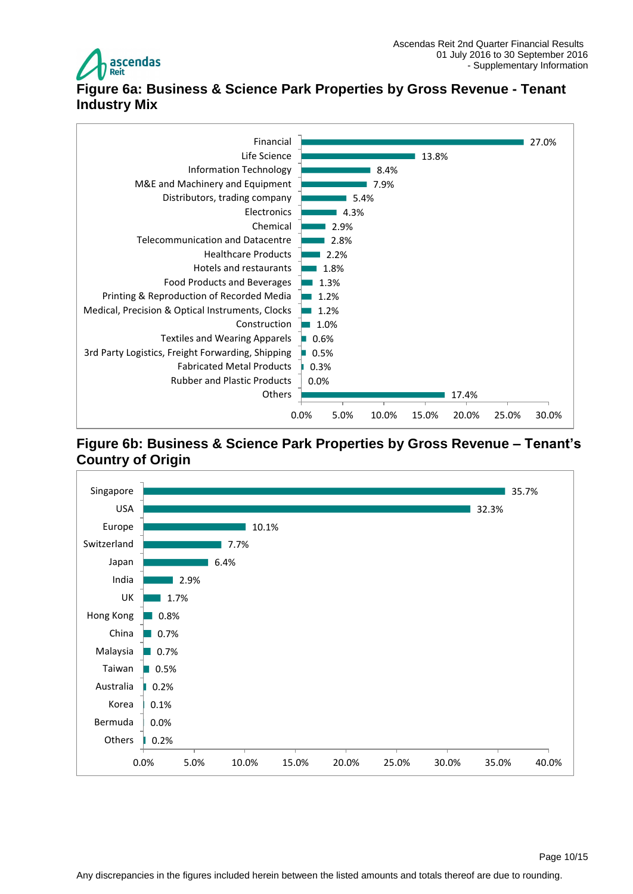## Figure 6a: Business & Science Park Properties by Gross Revenue - Tenant Industry Mix

| Tenant Industry | % of Gross Revenue |
|---|---|
| Financial | 27.0% |
| Life Science | 13.8% |
| Information Technology | 8.4% |
| M&E and Machinery and Equipment | 7.9% |
| Distributors, trading company | 5.4% |
| Electronics | 4.3% |
| Chemical | 2.9% |
| Telecommunication and Datacentre | 2.8% |
| Healthcare Products | 2.2% |
| Hotels and restaurants | 1.8% |
| Food Products and Beverages | 1.3% |
| Printing & Reproduction of Recorded Media | 1.2% |
| Medical, Precision & Optical Instruments, Clocks | 1.2% |
| Construction | 1.0% |
| Textiles and Wearing Apparels | 0.6% |
| 3rd Party Logistics, Freight Forwarding, Shipping | 0.5% |
| Fabricated Metal Products | 0.3% |
| Rubber and Plastic Products | 0.0% |
| Others | 17.4% |

## Figure 6b: Business & Science Park Properties by Gross Revenue – Tenant's Country of Origin

| Country of Origin | % of Gross Revenue |
|---|---|
| Singapore | 35.7% |
| USA | 32.3% |
| Europe | 10.1% |
| Switzerland | 7.7% |
| Japan | 6.4% |
| India | 2.9% |
| UK | 1.7% |
| Hong Kong | 0.8% |
| China | 0.7% |
| Malaysia | 0.7% |
| Taiwan | 0.5% |
| Australia | 0.2% |
| Korea | 0.1% |
| Bermuda | 0.0% |
| Others | 0.2% |

Any discrepancies in the figures included herein between the listed amounts and totals thereof are due to rounding.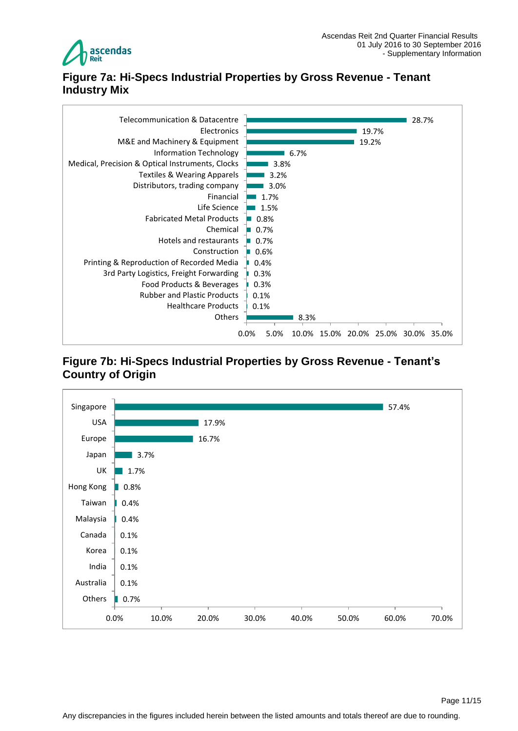## Figure 7a: Hi-Specs Industrial Properties by Gross Revenue - Tenant Industry Mix

| Tenant Industry | % of Gross Revenue |
|---|---|
| Telecommunication & Datacentre | 28.7% |
| Electronics | 19.7% |
| M&E and Machinery & Equipment | 19.2% |
| Information Technology | 6.7% |
| Medical, Precision & Optical Instruments, Clocks | 3.8% |
| Textiles & Wearing Apparels | 3.2% |
| Distributors, trading company | 3.0% |
| Financial | 1.7% |
| Life Science | 1.5% |
| Fabricated Metal Products | 0.8% |
| Chemical | 0.7% |
| Hotels and restaurants | 0.7% |
| Construction | 0.6% |
| Printing & Reproduction of Recorded Media | 0.4% |
| 3rd Party Logistics, Freight Forwarding | 0.3% |
| Food Products & Beverages | 0.3% |
| Rubber and Plastic Products | 0.1% |
| Healthcare Products | 0.1% |
| Others | 8.3% |

## Figure 7b: Hi-Specs Industrial Properties by Gross Revenue - Tenant's Country of Origin

| Country of Origin | % of Gross Revenue |
|---|---|
| Singapore | 57.4% |
| USA | 17.9% |
| Europe | 16.7% |
| Japan | 3.7% |
| UK | 1.7% |
| Hong Kong | 0.8% |
| Taiwan | 0.4% |
| Malaysia | 0.4% |
| Canada | 0.1% |
| Korea | 0.1% |
| India | 0.1% |
| Australia | 0.1% |
| Others | 0.7% |

Any discrepancies in the figures included herein between the listed amounts and totals thereof are due to rounding.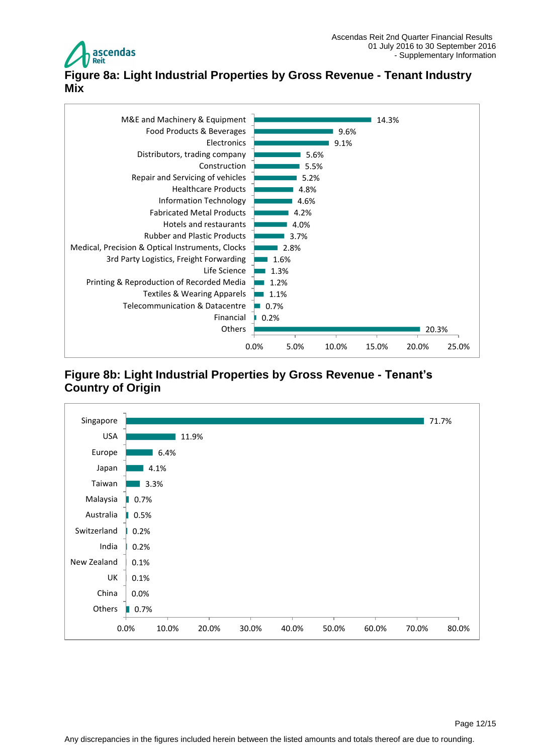## Figure 8a: Light Industrial Properties by Gross Revenue - Tenant Industry Mix

| Tenant Industry | % of Gross Revenue |
|---|---|
| M&E and Machinery & Equipment | 14.3% |
| Food Products & Beverages | 9.6% |
| Electronics | 9.1% |
| Distributors, trading company | 5.6% |
| Construction | 5.5% |
| Repair and Servicing of vehicles | 5.2% |
| Healthcare Products | 4.8% |
| Information Technology | 4.6% |
| Fabricated Metal Products | 4.2% |
| Hotels and restaurants | 4.0% |
| Rubber and Plastic Products | 3.7% |
| Medical, Precision & Optical Instruments, Clocks | 2.8% |
| 3rd Party Logistics, Freight Forwarding | 1.6% |
| Life Science | 1.3% |
| Printing & Reproduction of Recorded Media | 1.2% |
| Textiles & Wearing Apparels | 1.1% |
| Telecommunication & Datacentre | 0.7% |
| Financial | 0.2% |
| Others | 20.3% |

## Figure 8b: Light Industrial Properties by Gross Revenue - Tenant's Country of Origin

| Country of Origin | % of Gross Revenue |
|---|---|
| Singapore | 71.7% |
| USA | 11.9% |
| Europe | 6.4% |
| Japan | 4.1% |
| Taiwan | 3.3% |
| Malaysia | 0.7% |
| Australia | 0.5% |
| Switzerland | 0.2% |
| India | 0.2% |
| New Zealand | 0.1% |
| UK | 0.1% |
| China | 0.0% |
| Others | 0.7% |

Any discrepancies in the figures included herein between the listed amounts and totals thereof are due to rounding.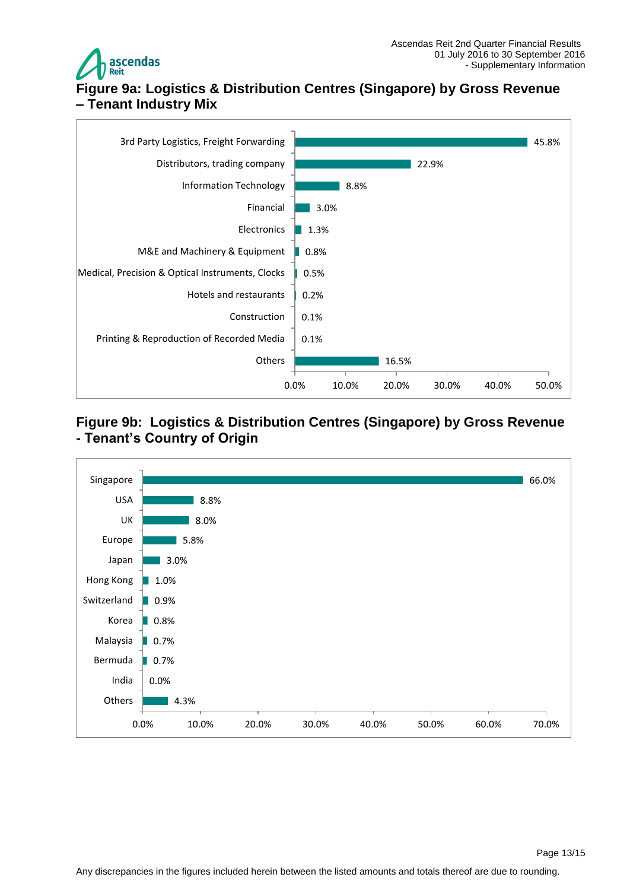## Figure 9a: Logistics & Distribution Centres (Singapore) by Gross Revenue – Tenant Industry Mix

| Tenant Industry | % of Gross Revenue |
|---|---|
| 3rd Party Logistics, Freight Forwarding | 45.8% |
| Distributors, trading company | 22.9% |
| Information Technology | 8.8% |
| Financial | 3.0% |
| Electronics | 1.3% |
| M&E and Machinery & Equipment | 0.8% |
| Medical, Precision & Optical Instruments, Clocks | 0.5% |
| Hotels and restaurants | 0.2% |
| Construction | 0.1% |
| Printing & Reproduction of Recorded Media | 0.1% |
| Others | 16.5% |

## Figure 9b: Logistics & Distribution Centres (Singapore) by Gross Revenue - Tenant's Country of Origin

| Country of Origin | % of Gross Revenue |
|---|---|
| Singapore | 66.0% |
| USA | 8.8% |
| UK | 8.0% |
| Europe | 5.8% |
| Japan | 3.0% |
| Hong Kong | 1.0% |
| Switzerland | 0.9% |
| Korea | 0.8% |
| Malaysia | 0.7% |
| Bermuda | 0.7% |
| India | 0.0% |
| Others | 4.3% |

Any discrepancies in the figures included herein between the listed amounts and totals thereof are due to rounding.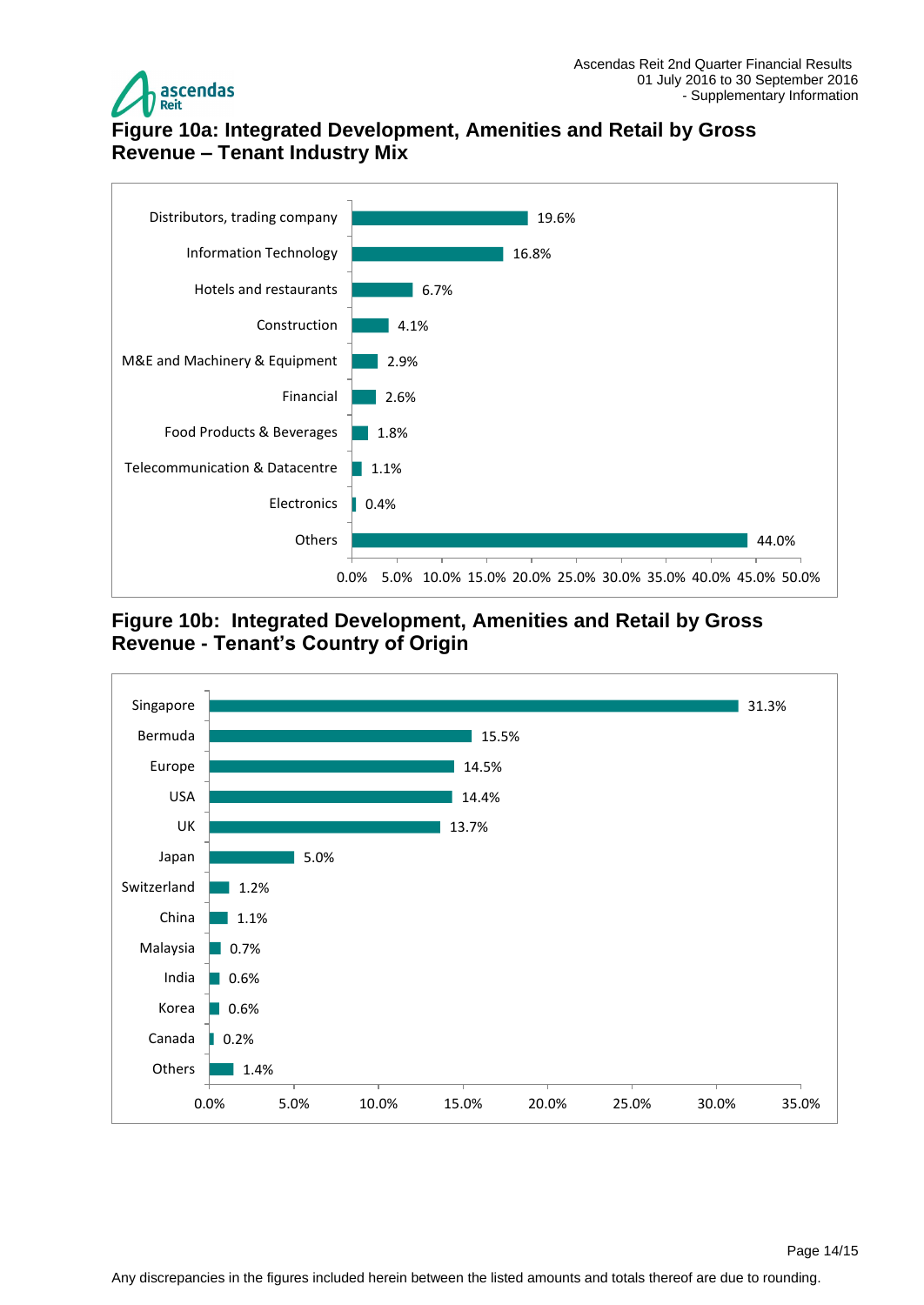## Figure 10a: Integrated Development, Amenities and Retail by Gross Revenue – Tenant Industry Mix

| Industry | % |
|---|---|
| Distributors, trading company | 19.6% |
| Information Technology | 16.8% |
| Hotels and restaurants | 6.7% |
| Construction | 4.1% |
| M&E and Machinery & Equipment | 2.9% |
| Financial | 2.6% |
| Food Products & Beverages | 1.8% |
| Telecommunication & Datacentre | 1.1% |
| Electronics | 0.4% |
| Others | 44.0% |

## Figure 10b: Integrated Development, Amenities and Retail by Gross Revenue - Tenant's Country of Origin

| Country | % |
|---|---|
| Singapore | 31.3% |
| Bermuda | 15.5% |
| Europe | 14.5% |
| USA | 14.4% |
| UK | 13.7% |
| Japan | 5.0% |
| Switzerland | 1.2% |
| China | 1.1% |
| Malaysia | 0.7% |
| India | 0.6% |
| Korea | 0.6% |
| Canada | 0.2% |
| Others | 1.4% |

Any discrepancies in the figures included herein between the listed amounts and totals thereof are due to rounding.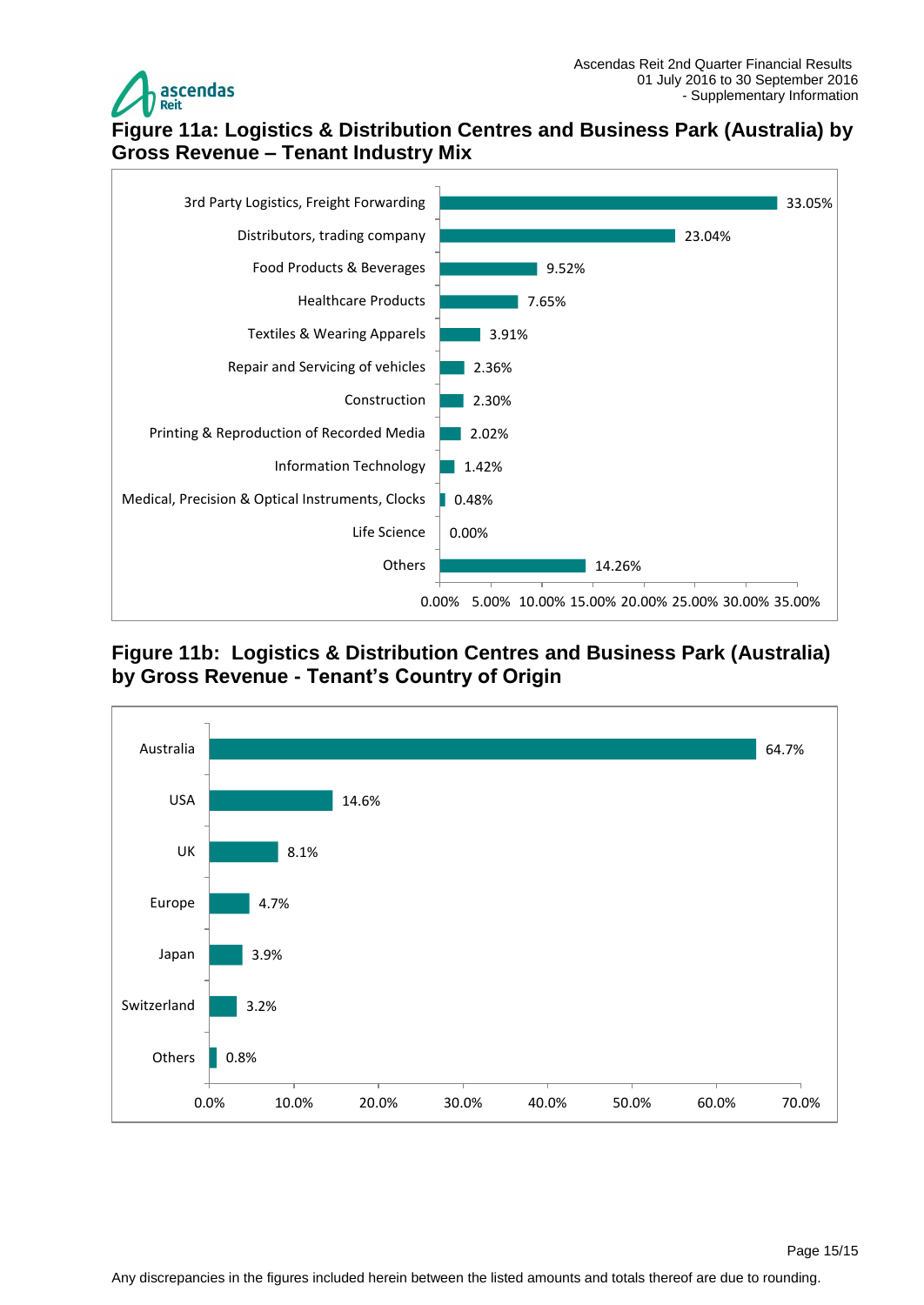## Figure 11a: Logistics & Distribution Centres and Business Park (Australia) by Gross Revenue – Tenant Industry Mix

3rd Party Logistics, Freight Forwarding 33.05%
Distributors, trading company 23.04%
Food Products & Beverages 9.52%
Healthcare Products 7.65%
Textiles & Wearing Apparels 3.91%
Repair and Servicing of vehicles 2.36%
Construction 2.30%
Printing & Reproduction of Recorded Media 2.02%
Information Technology 1.42%
Medical, Precision & Optical Instruments, Clocks 0.48%
Life Science 0.00%
Others 14.26%

0.00% 5.00% 10.00% 15.00% 20.00% 25.00% 30.00% 35.00%

## Figure 11b: Logistics & Distribution Centres and Business Park (Australia) by Gross Revenue - Tenant's Country of Origin

Australia 64.7%
USA 14.6%
UK 8.1%
Europe 4.7%
Japan 3.9%
Switzerland 3.2%
Others 0.8%

0.0% 10.0% 20.0% 30.0% 40.0% 50.0% 60.0% 70.0%

Any discrepancies in the figures included herein between the listed amounts and totals thereof are due to rounding.